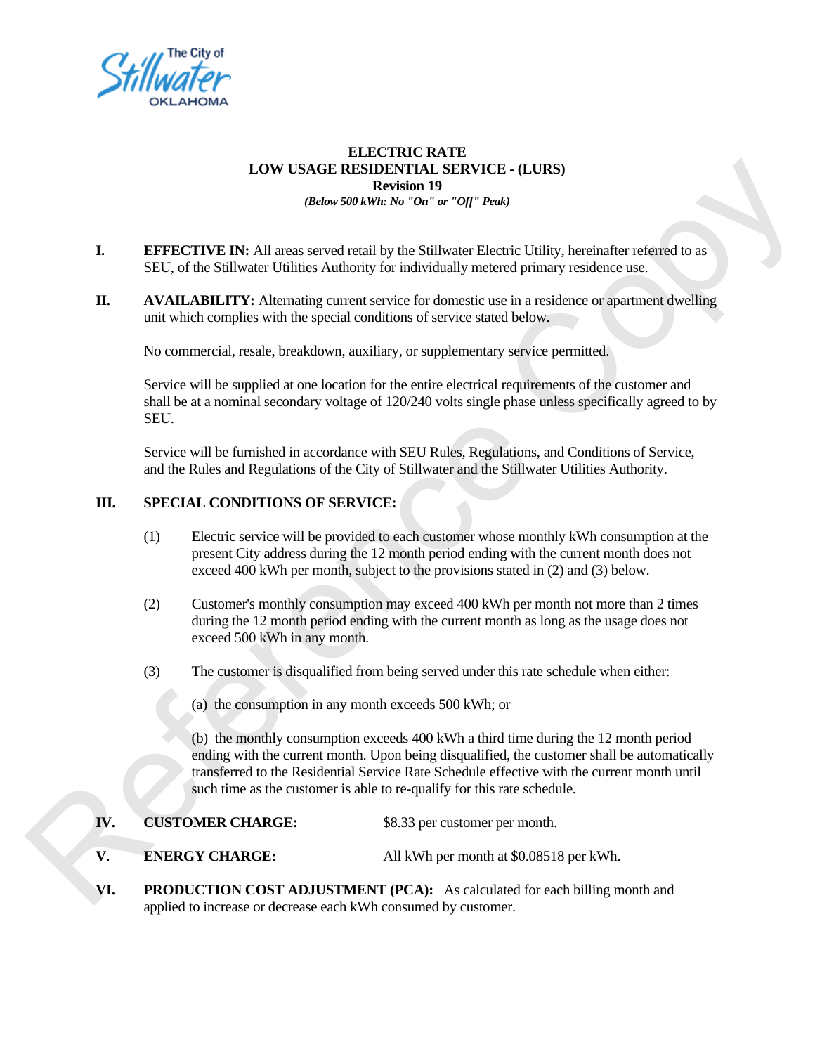# ELECTRIC RATE
## LOW USAGE RESIDENTIAL SERVICE - (LURS)
### Revision 19

***(Below 500 kWh: No "On" or "Off" Peak)***

**I. EFFECTIVE IN:** All areas served retail by the Stillwater Electric Utility, hereinafter referred to as SEU, of the Stillwater Utilities Authority for individually metered primary residence use.

**II. AVAILABILITY:** Alternating current service for domestic use in a residence or apartment dwelling unit which complies with the special conditions of service stated below.

No commercial, resale, breakdown, auxiliary, or supplementary service permitted.

Service will be supplied at one location for the entire electrical requirements of the customer and shall be at a nominal secondary voltage of 120/240 volts single phase unless specifically agreed to by SEU.

Service will be furnished in accordance with SEU Rules, Regulations, and Conditions of Service, and the Rules and Regulations of the City of Stillwater and the Stillwater Utilities Authority.

**III. SPECIAL CONDITIONS OF SERVICE:**

(1) Electric service will be provided to each customer whose monthly kWh consumption at the present City address during the 12 month period ending with the current month does not exceed 400 kWh per month, subject to the provisions stated in (2) and (3) below.

(2) Customer's monthly consumption may exceed 400 kWh per month not more than 2 times during the 12 month period ending with the current month as long as the usage does not exceed 500 kWh in any month.

(3) The customer is disqualified from being served under this rate schedule when either:

(a) the consumption in any month exceeds 500 kWh; or

(b) the monthly consumption exceeds 400 kWh a third time during the 12 month period ending with the current month. Upon being disqualified, the customer shall be automatically transferred to the Residential Service Rate Schedule effective with the current month until such time as the customer is able to re-qualify for this rate schedule.

**IV. CUSTOMER CHARGE:** $8.33 per customer per month.

**V. ENERGY CHARGE:** All kWh per month at $0.08518 per kWh.

**VI. PRODUCTION COST ADJUSTMENT (PCA):** As calculated for each billing month and applied to increase or decrease each kWh consumed by customer.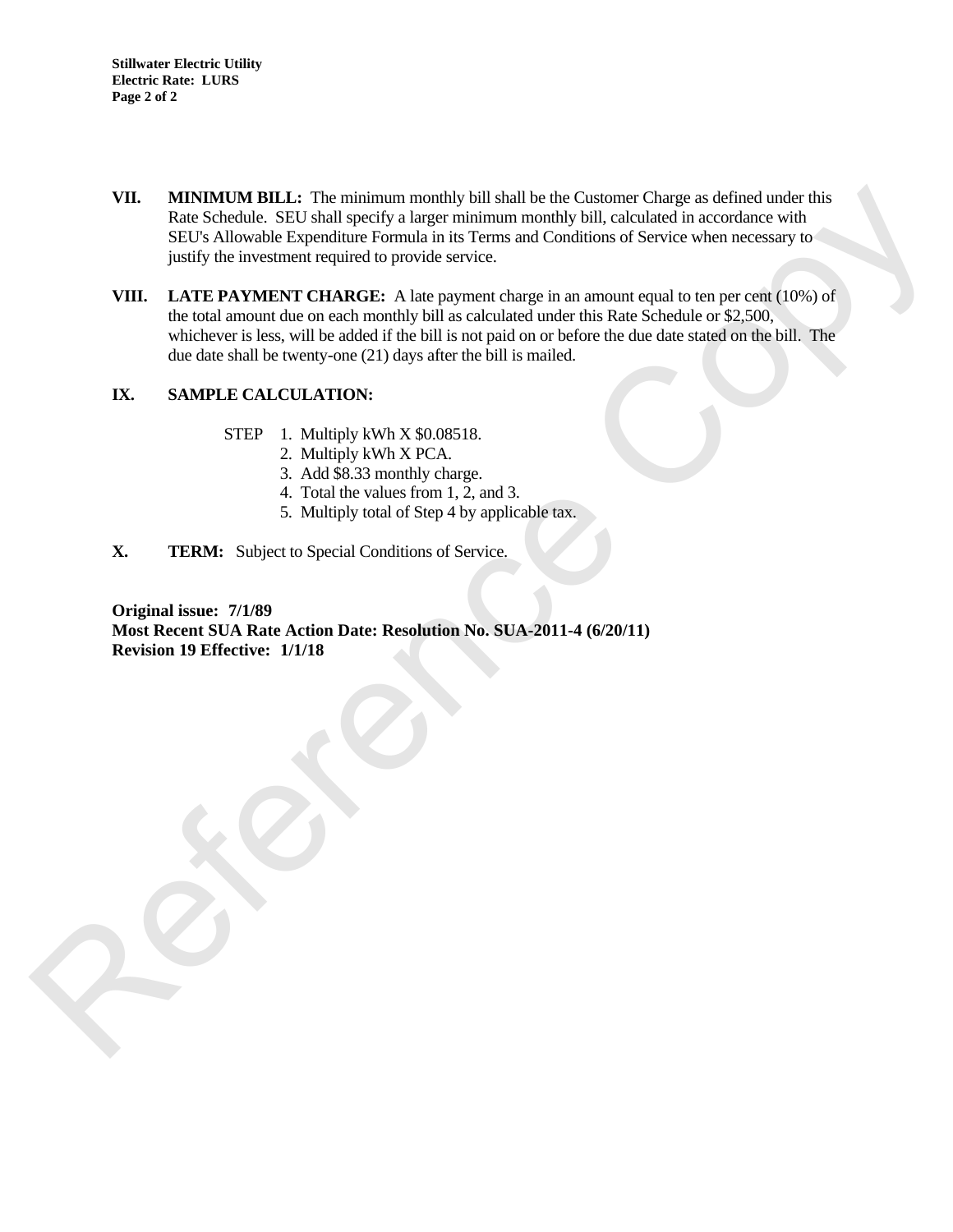**VII. MINIMUM BILL:** The minimum monthly bill shall be the Customer Charge as defined under this Rate Schedule. SEU shall specify a larger minimum monthly bill, calculated in accordance with SEU's Allowable Expenditure Formula in its Terms and Conditions of Service when necessary to justify the investment required to provide service.

**VIII. LATE PAYMENT CHARGE:** A late payment charge in an amount equal to ten per cent (10%) of the total amount due on each monthly bill as calculated under this Rate Schedule or $2,500, whichever is less, will be added if the bill is not paid on or before the due date stated on the bill. The due date shall be twenty-one (21) days after the bill is mailed.

**IX. SAMPLE CALCULATION:**

STEP
1. Multiply kWh X $0.08518.
2. Multiply kWh X PCA.
3. Add $8.33 monthly charge.
4. Total the values from 1, 2, and 3.
5. Multiply total of Step 4 by applicable tax.

**X. TERM:** Subject to Special Conditions of Service.

**Original issue: 7/1/89**
**Most Recent SUA Rate Action Date: Resolution No. SUA-2011-4 (6/20/11)**
**Revision 19 Effective: 1/1/18**